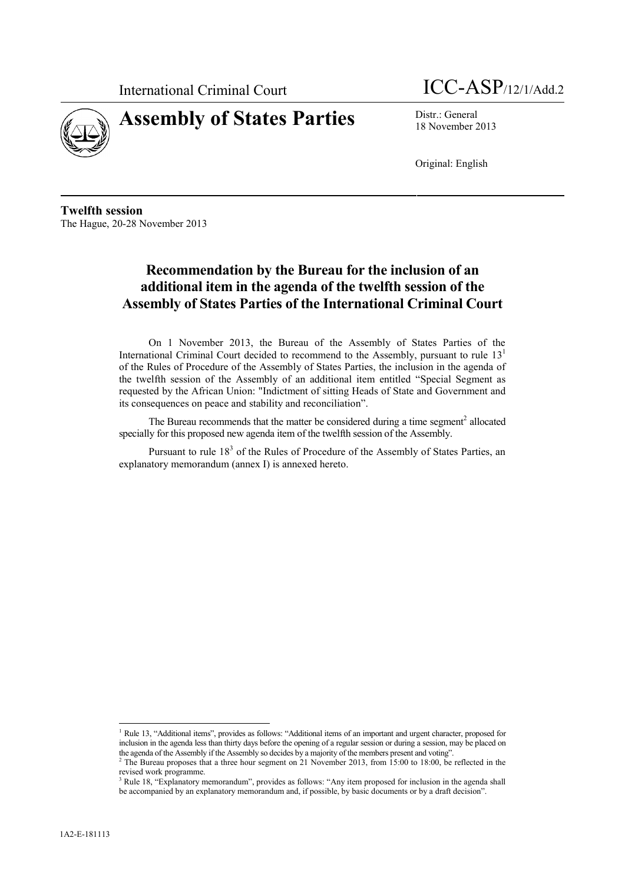International Criminal Court

ICC-ASP/12/1/Add.2

# Assembly of States Parties

Distr.: General
18 November 2013

Original: English

**Twelfth session**
The Hague, 20-28 November 2013

## Recommendation by the Bureau for the inclusion of an additional item in the agenda of the twelfth session of the Assembly of States Parties of the International Criminal Court

On 1 November 2013, the Bureau of the Assembly of States Parties of the International Criminal Court decided to recommend to the Assembly, pursuant to rule 13[1] of the Rules of Procedure of the Assembly of States Parties, the inclusion in the agenda of the twelfth session of the Assembly of an additional item entitled "Special Segment as requested by the African Union: "Indictment of sitting Heads of State and Government and its consequences on peace and stability and reconciliation".

The Bureau recommends that the matter be considered during a time segment[2] allocated specially for this proposed new agenda item of the twelfth session of the Assembly.

Pursuant to rule 18[3] of the Rules of Procedure of the Assembly of States Parties, an explanatory memorandum (annex I) is annexed hereto.

---

[1] Rule 13, "Additional items", provides as follows: "Additional items of an important and urgent character, proposed for inclusion in the agenda less than thirty days before the opening of a regular session or during a session, may be placed on the agenda of the Assembly if the Assembly so decides by a majority of the members present and voting".

[2] The Bureau proposes that a three hour segment on 21 November 2013, from 15:00 to 18:00, be reflected in the revised work programme.

[3] Rule 18, "Explanatory memorandum", provides as follows: "Any item proposed for inclusion in the agenda shall be accompanied by an explanatory memorandum and, if possible, by basic documents or by a draft decision".

1A2-E-181113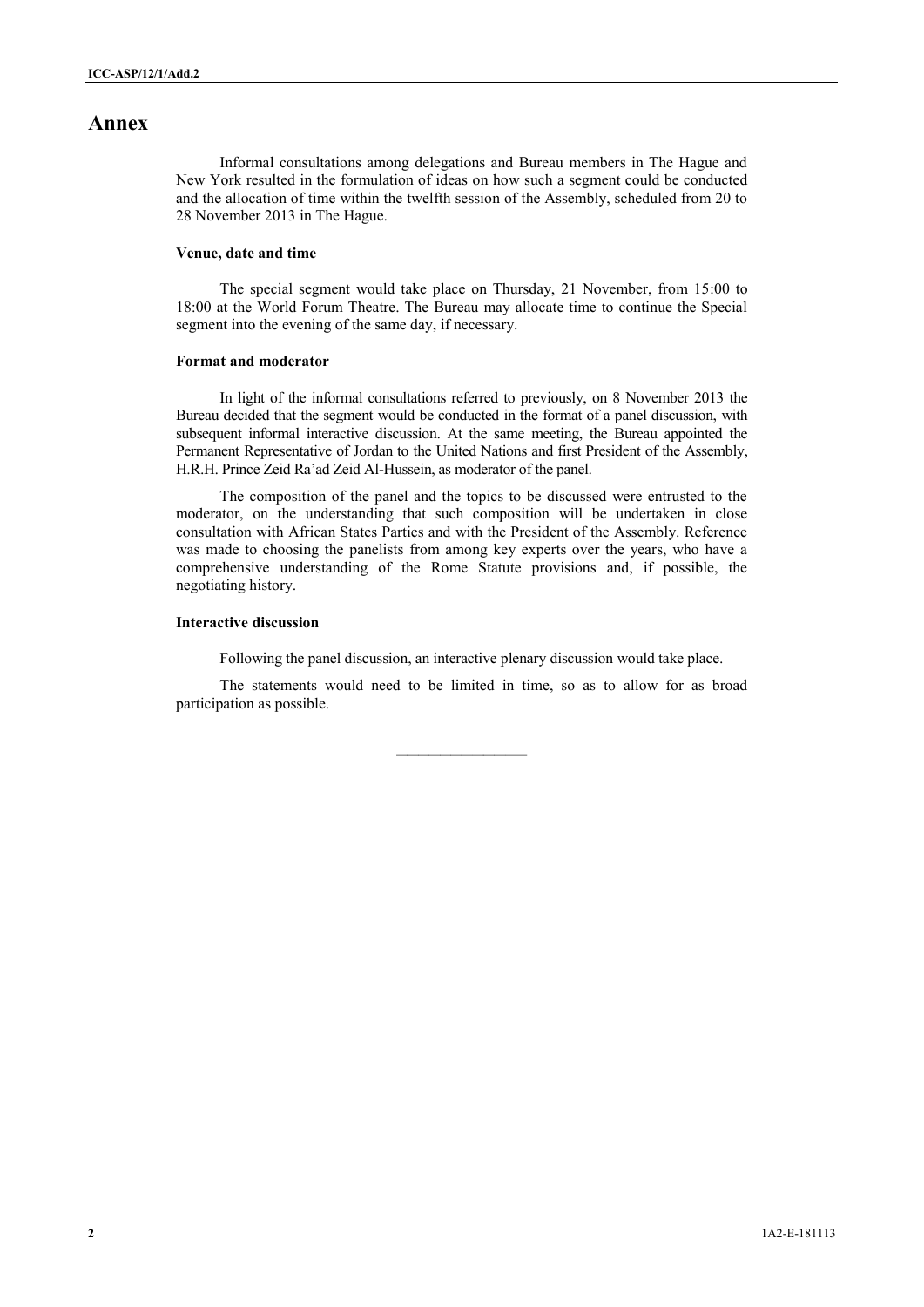# Annex

Informal consultations among delegations and Bureau members in The Hague and New York resulted in the formulation of ideas on how such a segment could be conducted and the allocation of time within the twelfth session of the Assembly, scheduled from 20 to 28 November 2013 in The Hague.

### Venue, date and time

The special segment would take place on Thursday, 21 November, from 15:00 to 18:00 at the World Forum Theatre. The Bureau may allocate time to continue the Special segment into the evening of the same day, if necessary.

### Format and moderator

In light of the informal consultations referred to previously, on 8 November 2013 the Bureau decided that the segment would be conducted in the format of a panel discussion, with subsequent informal interactive discussion. At the same meeting, the Bureau appointed the Permanent Representative of Jordan to the United Nations and first President of the Assembly, H.R.H. Prince Zeid Ra'ad Zeid Al-Hussein, as moderator of the panel.

The composition of the panel and the topics to be discussed were entrusted to the moderator, on the understanding that such composition will be undertaken in close consultation with African States Parties and with the President of the Assembly. Reference was made to choosing the panelists from among key experts over the years, who have a comprehensive understanding of the Rome Statute provisions and, if possible, the negotiating history.

### Interactive discussion

Following the panel discussion, an interactive plenary discussion would take place.

The statements would need to be limited in time, so as to allow for as broad participation as possible.

---